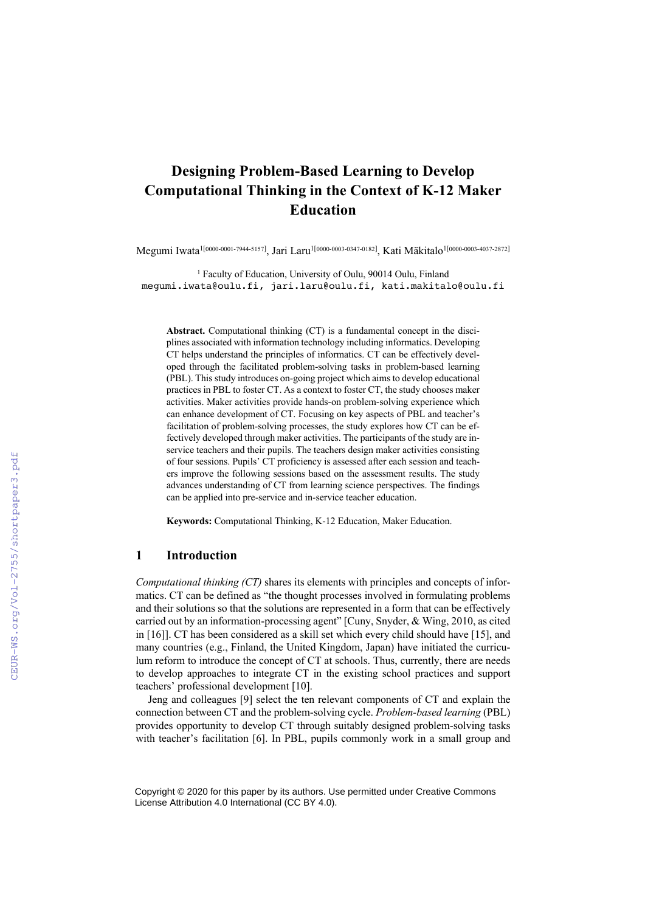# Designing Problem-Based Learning to Develop Computational Thinking in the Context of K-12 Maker Education

Megumi Iwata[1[0000-0001-7944-5157]], Jari Laru[1[0000-0003-0347-0182]], Kati Mäkitalo[1[0000-0003-4037-2872]]

[1] Faculty of Education, University of Oulu, 90014 Oulu, Finland
megumi.iwata@oulu.fi, jari.laru@oulu.fi, kati.makitalo@oulu.fi

**Abstract.** Computational thinking (CT) is a fundamental concept in the disciplines associated with information technology including informatics. Developing CT helps understand the principles of informatics. CT can be effectively developed through the facilitated problem-solving tasks in problem-based learning (PBL). This study introduces on-going project which aims to develop educational practices in PBL to foster CT. As a context to foster CT, the study chooses maker activities. Maker activities provide hands-on problem-solving experience which can enhance development of CT. Focusing on key aspects of PBL and teacher's facilitation of problem-solving processes, the study explores how CT can be effectively developed through maker activities. The participants of the study are in-service teachers and their pupils. The teachers design maker activities consisting of four sessions. Pupils' CT proficiency is assessed after each session and teachers improve the following sessions based on the assessment results. The study advances understanding of CT from learning science perspectives. The findings can be applied into pre-service and in-service teacher education.

**Keywords:** Computational Thinking, K-12 Education, Maker Education.

## 1 Introduction

*Computational thinking (CT)* shares its elements with principles and concepts of informatics. CT can be defined as "the thought processes involved in formulating problems and their solutions so that the solutions are represented in a form that can be effectively carried out by an information-processing agent" [Cuny, Snyder, & Wing, 2010, as cited in [16]]. CT has been considered as a skill set which every child should have [15], and many countries (e.g., Finland, the United Kingdom, Japan) have initiated the curriculum reform to introduce the concept of CT at schools. Thus, currently, there are needs to develop approaches to integrate CT in the existing school practices and support teachers' professional development [10].

Jeng and colleagues [9] select the ten relevant components of CT and explain the connection between CT and the problem-solving cycle. *Problem-based learning* (PBL) provides opportunity to develop CT through suitably designed problem-solving tasks with teacher's facilitation [6]. In PBL, pupils commonly work in a small group and

Copyright © 2020 for this paper by its authors. Use permitted under Creative Commons License Attribution 4.0 International (CC BY 4.0).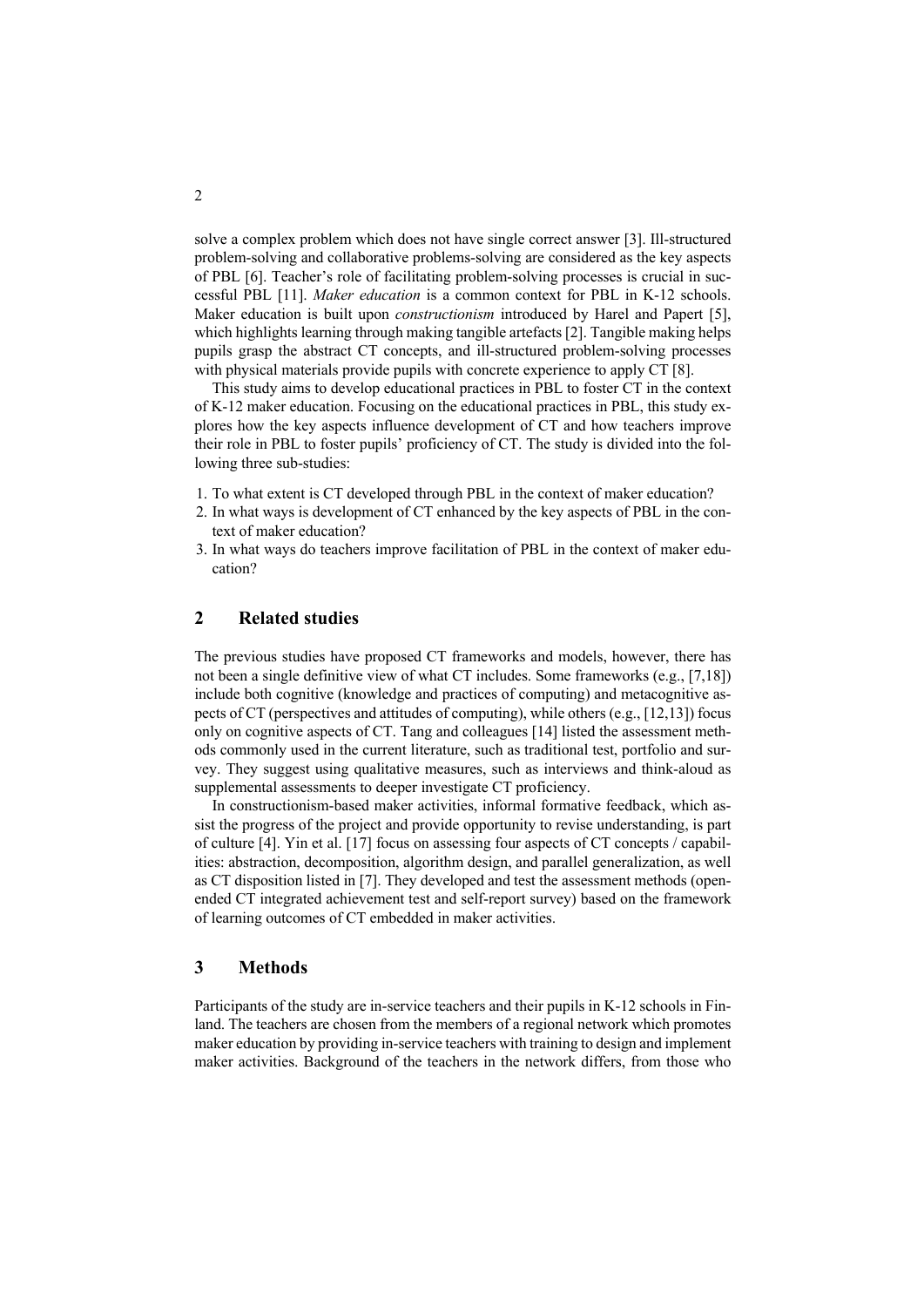solve a complex problem which does not have single correct answer [3]. Ill-structured problem-solving and collaborative problems-solving are considered as the key aspects of PBL [6]. Teacher's role of facilitating problem-solving processes is crucial in successful PBL [11]. *Maker education* is a common context for PBL in K-12 schools. Maker education is built upon *constructionism* introduced by Harel and Papert [5], which highlights learning through making tangible artefacts [2]. Tangible making helps pupils grasp the abstract CT concepts, and ill-structured problem-solving processes with physical materials provide pupils with concrete experience to apply CT [8].

This study aims to develop educational practices in PBL to foster CT in the context of K-12 maker education. Focusing on the educational practices in PBL, this study explores how the key aspects influence development of CT and how teachers improve their role in PBL to foster pupils' proficiency of CT. The study is divided into the following three sub-studies:

1. To what extent is CT developed through PBL in the context of maker education?
2. In what ways is development of CT enhanced by the key aspects of PBL in the context of maker education?
3. In what ways do teachers improve facilitation of PBL in the context of maker education?

## 2 Related studies

The previous studies have proposed CT frameworks and models, however, there has not been a single definitive view of what CT includes. Some frameworks (e.g., [7,18]) include both cognitive (knowledge and practices of computing) and metacognitive aspects of CT (perspectives and attitudes of computing), while others (e.g., [12,13]) focus only on cognitive aspects of CT. Tang and colleagues [14] listed the assessment methods commonly used in the current literature, such as traditional test, portfolio and survey. They suggest using qualitative measures, such as interviews and think-aloud as supplemental assessments to deeper investigate CT proficiency.

In constructionism-based maker activities, informal formative feedback, which assist the progress of the project and provide opportunity to revise understanding, is part of culture [4]. Yin et al. [17] focus on assessing four aspects of CT concepts / capabilities: abstraction, decomposition, algorithm design, and parallel generalization, as well as CT disposition listed in [7]. They developed and test the assessment methods (open-ended CT integrated achievement test and self-report survey) based on the framework of learning outcomes of CT embedded in maker activities.

## 3 Methods

Participants of the study are in-service teachers and their pupils in K-12 schools in Finland. The teachers are chosen from the members of a regional network which promotes maker education by providing in-service teachers with training to design and implement maker activities. Background of the teachers in the network differs, from those who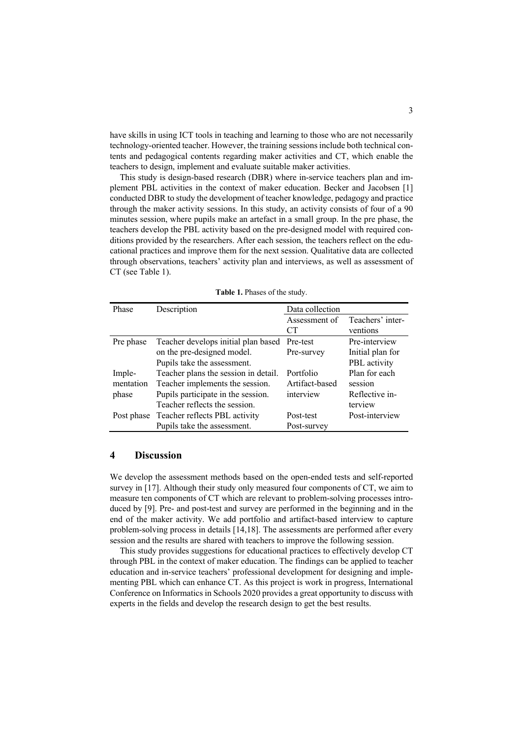have skills in using ICT tools in teaching and learning to those who are not necessarily technology-oriented teacher. However, the training sessions include both technical contents and pedagogical contents regarding maker activities and CT, which enable the teachers to design, implement and evaluate suitable maker activities.

This study is design-based research (DBR) where in-service teachers plan and implement PBL activities in the context of maker education. Becker and Jacobsen [1] conducted DBR to study the development of teacher knowledge, pedagogy and practice through the maker activity sessions. In this study, an activity consists of four of a 90 minutes session, where pupils make an artefact in a small group. In the pre phase, the teachers develop the PBL activity based on the pre-designed model with required conditions provided by the researchers. After each session, the teachers reflect on the educational practices and improve them for the next session. Qualitative data are collected through observations, teachers' activity plan and interviews, as well as assessment of CT (see Table 1).

**Table 1.** Phases of the study.

| Phase | Description | Data collection | |
|---|---|---|---|
| | | Assessment of CT | Teachers' interventions |
| Pre phase | Teacher develops initial plan based on the pre-designed model. Pupils take the assessment. | Pre-test Pre-survey | Pre-interview Initial plan for PBL activity |
| Implementation phase | Teacher plans the session in detail. Teacher implements the session. Pupils participate in the session. Teacher reflects the session. | Portfolio Artifact-based interview | Plan for each session Reflective interview |
| Post phase | Teacher reflects PBL activity Pupils take the assessment. | Post-test Post-survey | Post-interview |

## 4 Discussion

We develop the assessment methods based on the open-ended tests and self-reported survey in [17]. Although their study only measured four components of CT, we aim to measure ten components of CT which are relevant to problem-solving processes introduced by [9]. Pre- and post-test and survey are performed in the beginning and in the end of the maker activity. We add portfolio and artifact-based interview to capture problem-solving process in details [14,18]. The assessments are performed after every session and the results are shared with teachers to improve the following session.

This study provides suggestions for educational practices to effectively develop CT through PBL in the context of maker education. The findings can be applied to teacher education and in-service teachers' professional development for designing and implementing PBL which can enhance CT. As this project is work in progress, International Conference on Informatics in Schools 2020 provides a great opportunity to discuss with experts in the fields and develop the research design to get the best results.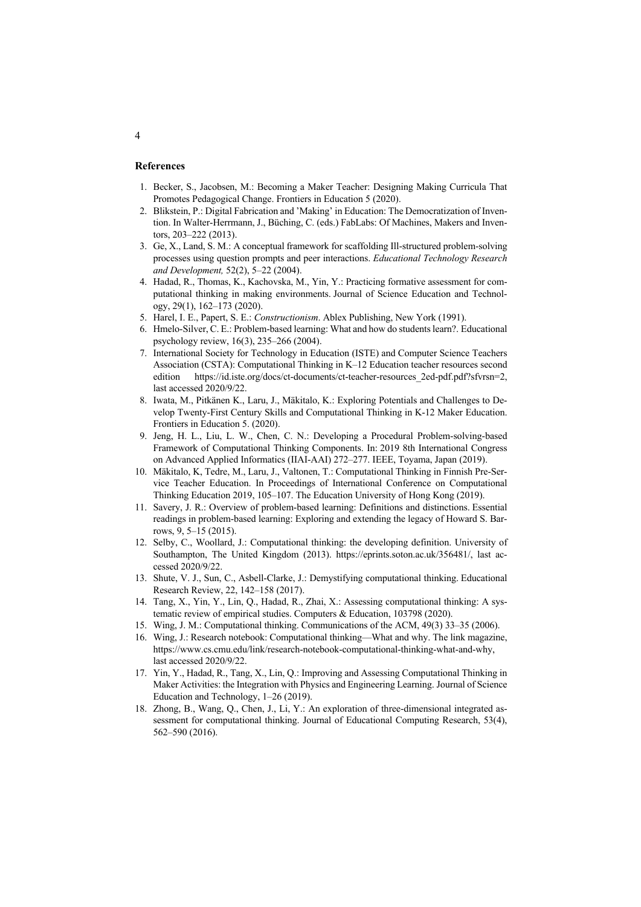## References

1. Becker, S., Jacobsen, M.: Becoming a Maker Teacher: Designing Making Curricula That Promotes Pedagogical Change. Frontiers in Education 5 (2020).
2. Blikstein, P.: Digital Fabrication and 'Making' in Education: The Democratization of Invention. In Walter-Herrmann, J., Büching, C. (eds.) FabLabs: Of Machines, Makers and Inventors, 203–222 (2013).
3. Ge, X., Land, S. M.: A conceptual framework for scaffolding Ill-structured problem-solving processes using question prompts and peer interactions. *Educational Technology Research and Development,* 52(2), 5–22 (2004).
4. Hadad, R., Thomas, K., Kachovska, M., Yin, Y.: Practicing formative assessment for computational thinking in making environments. Journal of Science Education and Technology, 29(1), 162–173 (2020).
5. Harel, I. E., Papert, S. E.: *Constructionism*. Ablex Publishing, New York (1991).
6. Hmelo-Silver, C. E.: Problem-based learning: What and how do students learn?. Educational psychology review, 16(3), 235–266 (2004).
7. International Society for Technology in Education (ISTE) and Computer Science Teachers Association (CSTA): Computational Thinking in K–12 Education teacher resources second edition https://id.iste.org/docs/ct-documents/ct-teacher-resources_2ed-pdf.pdf?sfvrsn=2, last accessed 2020/9/22.
8. Iwata, M., Pitkänen K., Laru, J., Mäkitalo, K.: Exploring Potentials and Challenges to Develop Twenty-First Century Skills and Computational Thinking in K-12 Maker Education. Frontiers in Education 5. (2020).
9. Jeng, H. L., Liu, L. W., Chen, C. N.: Developing a Procedural Problem-solving-based Framework of Computational Thinking Components. In: 2019 8th International Congress on Advanced Applied Informatics (IIAI-AAI) 272–277. IEEE, Toyama, Japan (2019).
10. Mäkitalo, K, Tedre, M., Laru, J., Valtonen, T.: Computational Thinking in Finnish Pre-Service Teacher Education. In Proceedings of International Conference on Computational Thinking Education 2019, 105–107. The Education University of Hong Kong (2019).
11. Savery, J. R.: Overview of problem-based learning: Definitions and distinctions. Essential readings in problem-based learning: Exploring and extending the legacy of Howard S. Barrows, 9, 5–15 (2015).
12. Selby, C., Woollard, J.: Computational thinking: the developing definition. University of Southampton, The United Kingdom (2013). https://eprints.soton.ac.uk/356481/, last accessed 2020/9/22.
13. Shute, V. J., Sun, C., Asbell-Clarke, J.: Demystifying computational thinking. Educational Research Review, 22, 142–158 (2017).
14. Tang, X., Yin, Y., Lin, Q., Hadad, R., Zhai, X.: Assessing computational thinking: A systematic review of empirical studies. Computers & Education, 103798 (2020).
15. Wing, J. M.: Computational thinking. Communications of the ACM, 49(3) 33–35 (2006).
16. Wing, J.: Research notebook: Computational thinking—What and why. The link magazine, https://www.cs.cmu.edu/link/research-notebook-computational-thinking-what-and-why, last accessed 2020/9/22.
17. Yin, Y., Hadad, R., Tang, X., Lin, Q.: Improving and Assessing Computational Thinking in Maker Activities: the Integration with Physics and Engineering Learning. Journal of Science Education and Technology, 1–26 (2019).
18. Zhong, B., Wang, Q., Chen, J., Li, Y.: An exploration of three-dimensional integrated assessment for computational thinking. Journal of Educational Computing Research, 53(4), 562–590 (2016).